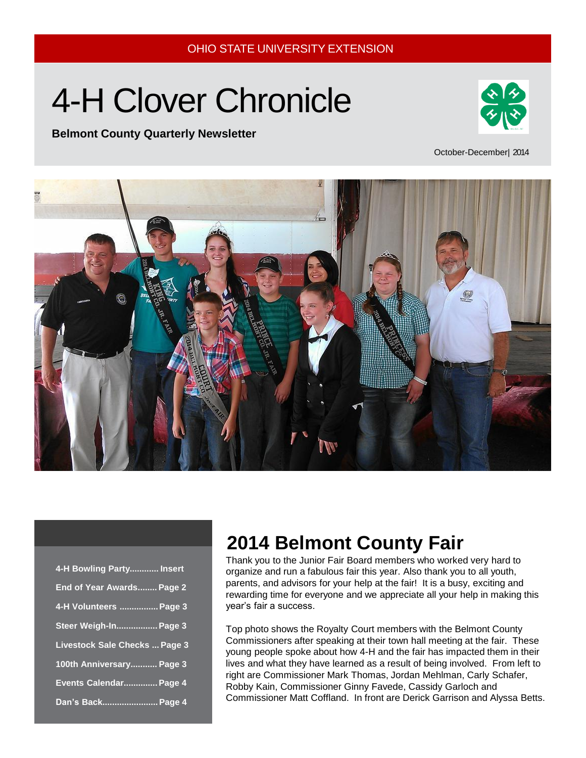OHIO STATE UNIVERSITY EXTENSION

# 4-H Clover Chronicle

**Belmont County Quarterly Newsletter**

October-December| 2014

- **4-H Bowling Party............ Insert**
- **End of Year Awards........ Page 2**
- **4-H Volunteers ................ Page 3**
- **Steer Weigh-In................. Page 3**
- **Livestock Sale Checks ... Page 3**
- **100th Anniversary........... Page 3**
- **Events Calendar.............. Page 4**
- **Dan's Back....................... Page 4**

## 2014 Belmont County Fair

Thank you to the Junior Fair Board members who worked very hard to organize and run a fabulous fair this year. Also thank you to all youth, parents, and advisors for your help at the fair! It is a busy, exciting and rewarding time for everyone and we appreciate all your help in making this year's fair a success.

Top photo shows the Royalty Court members with the Belmont County Commissioners after speaking at their town hall meeting at the fair. These young people spoke about how 4-H and the fair has impacted them in their lives and what they have learned as a result of being involved. From left to right are Commissioner Mark Thomas, Jordan Mehlman, Carly Schafer, Robby Kain, Commissioner Ginny Favede, Cassidy Garloch and Commissioner Matt Coffland. In front are Derick Garrison and Alyssa Betts.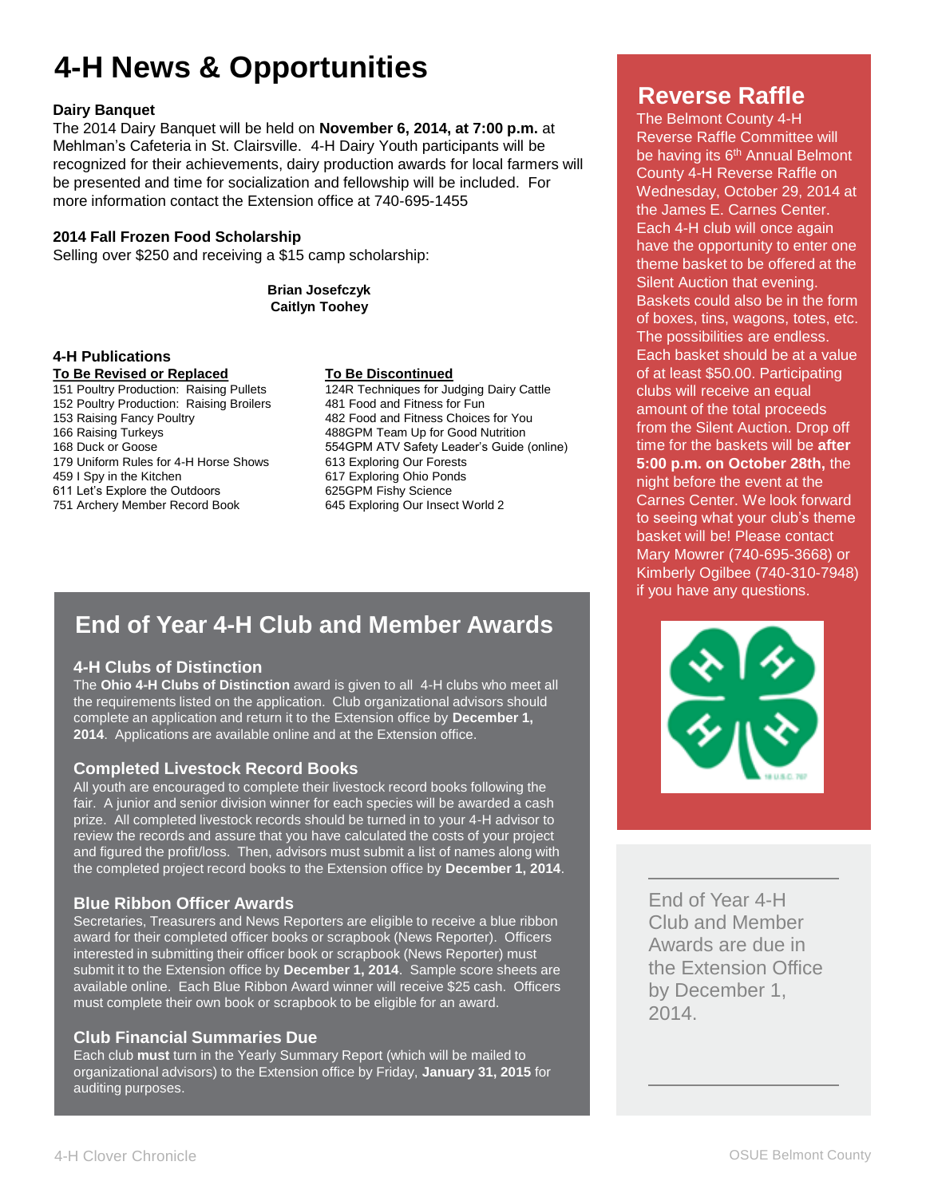# 4-H News & Opportunities

### Dairy Banquet

The 2014 Dairy Banquet will be held on **November 6, 2014, at 7:00 p.m.** at Mehlman's Cafeteria in St. Clairsville. 4-H Dairy Youth participants will be recognized for their achievements, dairy production awards for local farmers will be presented and time for socialization and fellowship will be included. For more information contact the Extension office at 740-695-1455

### 2014 Fall Frozen Food Scholarship

Selling over $250 and receiving a $15 camp scholarship:

**Brian Josefczyk**
**Caitlyn Toohey**

### 4-H Publications

**To Be Revised or Replaced**

151 Poultry Production: Raising Pullets
152 Poultry Production: Raising Broilers
153 Raising Fancy Poultry
166 Raising Turkeys
168 Duck or Goose
179 Uniform Rules for 4-H Horse Shows
459 I Spy in the Kitchen
611 Let's Explore the Outdoors
751 Archery Member Record Book

**To Be Discontinued**

124R Techniques for Judging Dairy Cattle
481 Food and Fitness for Fun
482 Food and Fitness Choices for You
488GPM Team Up for Good Nutrition
554GPM ATV Safety Leader's Guide (online)
613 Exploring Our Forests
617 Exploring Ohio Ponds
625GPM Fishy Science
645 Exploring Our Insect World 2

## End of Year 4-H Club and Member Awards

### 4-H Clubs of Distinction

The **Ohio 4-H Clubs of Distinction** award is given to all 4-H clubs who meet all the requirements listed on the application. Club organizational advisors should complete an application and return it to the Extension office by **December 1, 2014**. Applications are available online and at the Extension office.

### Completed Livestock Record Books

All youth are encouraged to complete their livestock record books following the fair. A junior and senior division winner for each species will be awarded a cash prize. All completed livestock records should be turned in to your 4-H advisor to review the records and assure that you have calculated the costs of your project and figured the profit/loss. Then, advisors must submit a list of names along with the completed project record books to the Extension office by **December 1, 2014**.

### Blue Ribbon Officer Awards

Secretaries, Treasurers and News Reporters are eligible to receive a blue ribbon award for their completed officer books or scrapbook (News Reporter). Officers interested in submitting their officer book or scrapbook (News Reporter) must submit it to the Extension office by **December 1, 2014**. Sample score sheets are available online. Each Blue Ribbon Award winner will receive $25 cash. Officers must complete their own book or scrapbook to be eligible for an award.

### Club Financial Summaries Due

Each club **must** turn in the Yearly Summary Report (which will be mailed to organizational advisors) to the Extension office by Friday, **January 31, 2015** for auditing purposes.

## Reverse Raffle

The Belmont County 4-H Reverse Raffle Committee will be having its 6th Annual Belmont County 4-H Reverse Raffle on Wednesday, October 29, 2014 at the James E. Carnes Center. Each 4-H club will once again have the opportunity to enter one theme basket to be offered at the Silent Auction that evening. Baskets could also be in the form of boxes, tins, wagons, totes, etc. The possibilities are endless. Each basket should be at a value of at least $50.00. Participating clubs will receive an equal amount of the total proceeds from the Silent Auction. Drop off time for the baskets will be **after 5:00 p.m. on October 28th,** the night before the event at the Carnes Center. We look forward to seeing what your club's theme basket will be! Please contact Mary Mowrer (740-695-3668) or Kimberly Ogilbee (740-310-7948) if you have any questions.

---

End of Year 4-H Club and Member Awards are due in the Extension Office by December 1, 2014.

---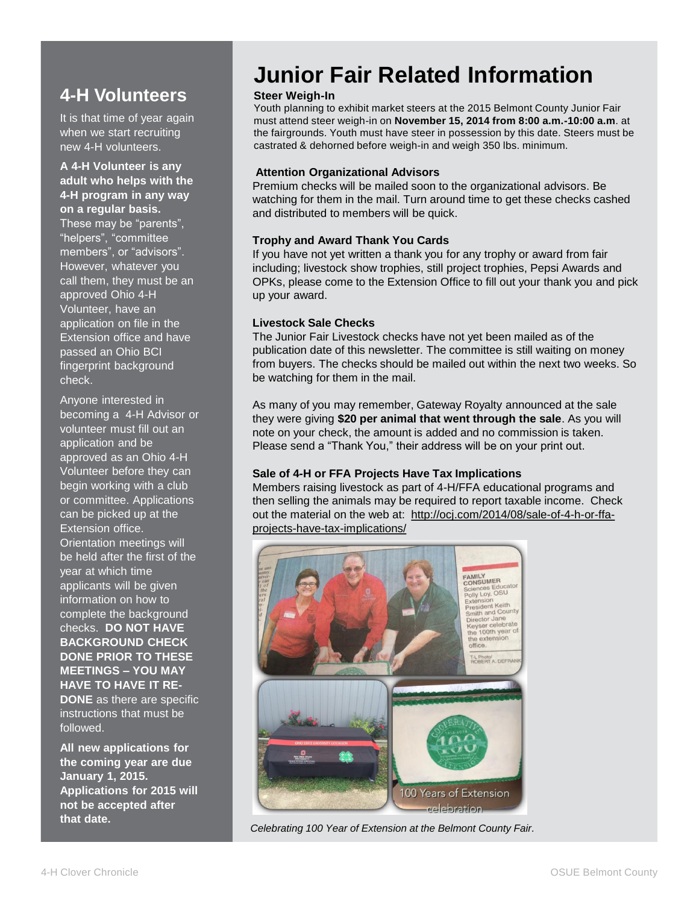## 4-H Volunteers

It is that time of year again when we start recruiting new 4-H volunteers.

**A 4-H Volunteer is any adult who helps with the 4-H program in any way on a regular basis.** These may be "parents", "helpers", "committee members", or "advisors". However, whatever you call them, they must be an approved Ohio 4-H Volunteer, have an application on file in the Extension office and have passed an Ohio BCI fingerprint background check.

Anyone interested in becoming a 4-H Advisor or volunteer must fill out an application and be approved as an Ohio 4-H Volunteer before they can begin working with a club or committee. Applications can be picked up at the Extension office. Orientation meetings will be held after the first of the year at which time applicants will be given information on how to complete the background checks. **DO NOT HAVE BACKGROUND CHECK DONE PRIOR TO THESE MEETINGS – YOU MAY HAVE TO HAVE IT RE-DONE** as there are specific instructions that must be followed.

**All new applications for the coming year are due January 1, 2015. Applications for 2015 will not be accepted after that date.**

# Junior Fair Related Information

### Steer Weigh-In

Youth planning to exhibit market steers at the 2015 Belmont County Junior Fair must attend steer weigh-in on **November 15, 2014 from 8:00 a.m.-10:00 a.m**. at the fairgrounds. Youth must have steer in possession by this date. Steers must be castrated & dehorned before weigh-in and weigh 350 lbs. minimum.

### Attention Organizational Advisors

Premium checks will be mailed soon to the organizational advisors. Be watching for them in the mail. Turn around time to get these checks cashed and distributed to members will be quick.

### Trophy and Award Thank You Cards

If you have not yet written a thank you for any trophy or award from fair including; livestock show trophies, still project trophies, Pepsi Awards and OPKs, please come to the Extension Office to fill out your thank you and pick up your award.

### Livestock Sale Checks

The Junior Fair Livestock checks have not yet been mailed as of the publication date of this newsletter. The committee is still waiting on money from buyers. The checks should be mailed out within the next two weeks. So be watching for them in the mail.

As many of you may remember, Gateway Royalty announced at the sale they were giving **$20 per animal that went through the sale**. As you will note on your check, the amount is added and no commission is taken. Please send a "Thank You," their address will be on your print out.

### Sale of 4-H or FFA Projects Have Tax Implications

Members raising livestock as part of 4-H/FFA educational programs and then selling the animals may be required to report taxable income. Check out the material on the web at: http://ocj.com/2014/08/sale-of-4-h-or-ffa-projects-have-tax-implications/

*Celebrating 100 Year of Extension at the Belmont County Fair.*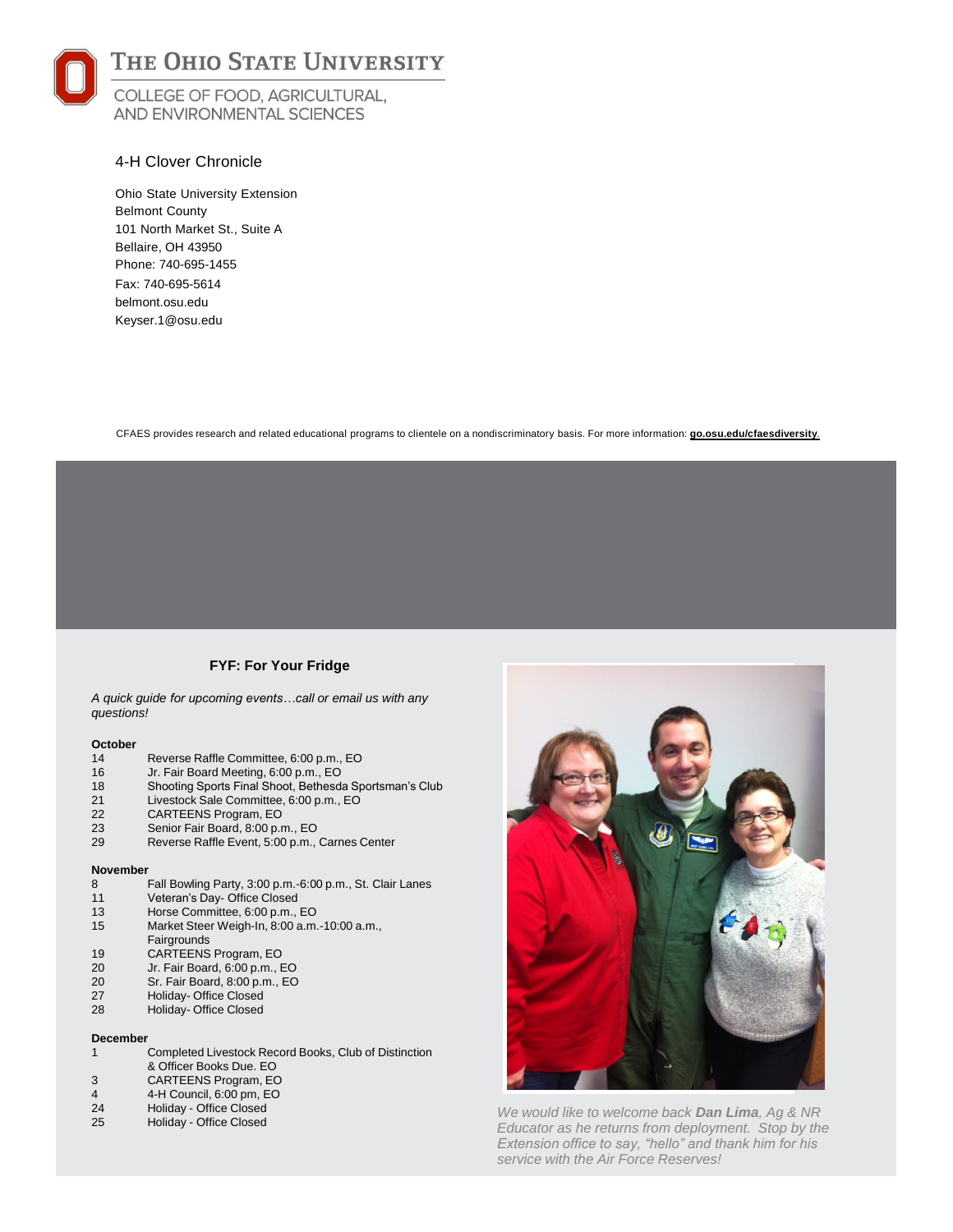THE OHIO STATE UNIVERSITY

COLLEGE OF FOOD, AGRICULTURAL, AND ENVIRONMENTAL SCIENCES

4-H Clover Chronicle

Ohio State University Extension
Belmont County
101 North Market St., Suite A
Bellaire, OH 43950
Phone: 740-695-1455
Fax: 740-695-5614
belmont.osu.edu
Keyser.1@osu.edu

CFAES provides research and related educational programs to clientele on a nondiscriminatory basis. For more information: **go.osu.edu/cfaesdiversity**.

## FYF: For Your Fridge

*A quick guide for upcoming events…call or email us with any questions!*

**October**

| | |
|---|---|
| 14 | Reverse Raffle Committee, 6:00 p.m., EO |
| 16 | Jr. Fair Board Meeting, 6:00 p.m., EO |
| 18 | Shooting Sports Final Shoot, Bethesda Sportsman's Club |
| 21 | Livestock Sale Committee, 6:00 p.m., EO |
| 22 | CARTEENS Program, EO |
| 23 | Senior Fair Board, 8:00 p.m., EO |
| 29 | Reverse Raffle Event, 5:00 p.m., Carnes Center |

**November**

| | |
|---|---|
| 8 | Fall Bowling Party, 3:00 p.m.-6:00 p.m., St. Clair Lanes |
| 11 | Veteran's Day- Office Closed |
| 13 | Horse Committee, 6:00 p.m., EO |
| 15 | Market Steer Weigh-In, 8:00 a.m.-10:00 a.m., Fairgrounds |
| 19 | CARTEENS Program, EO |
| 20 | Jr. Fair Board, 6:00 p.m., EO |
| 20 | Sr. Fair Board, 8:00 p.m., EO |
| 27 | Holiday- Office Closed |
| 28 | Holiday- Office Closed |

**December**

| | |
|---|---|
| 1 | Completed Livestock Record Books, Club of Distinction & Officer Books Due. EO |
| 3 | CARTEENS Program, EO |
| 4 | 4-H Council, 6:00 pm, EO |
| 24 | Holiday - Office Closed |
| 25 | Holiday - Office Closed |

*We would like to welcome back* ***Dan Lima****, Ag & NR Educator as he returns from deployment. Stop by the Extension office to say, "hello" and thank him for his service with the Air Force Reserves!*